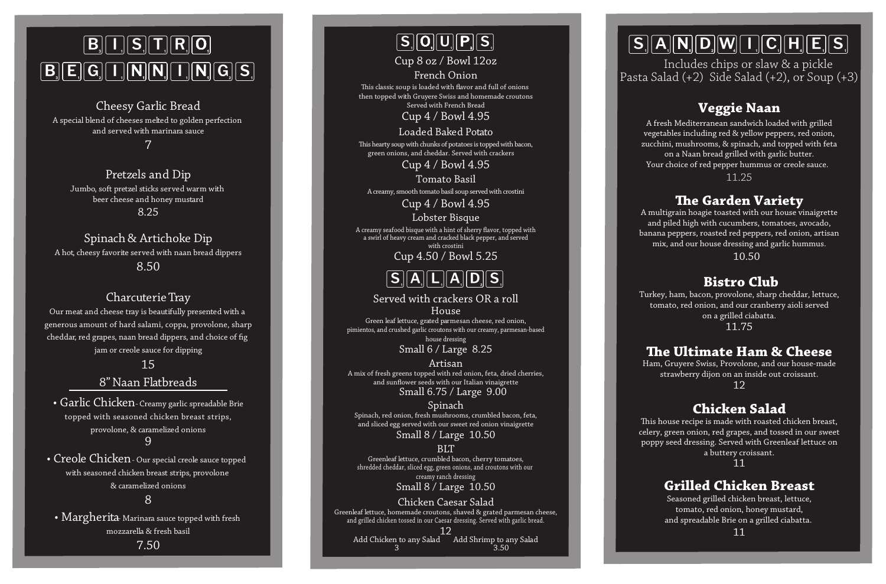# BISTRO BEGINNINGS

### Cheesy Garlic Bread

A special blend of cheeses melted to golden perfection and served with marinara sauce

7

### Pretzels and Dip

Jumbo, soft pretzel sticks served warm with beer cheese and honey mustard

8.25

### Spinach & Artichoke Dip

A hot, cheesy favorite served with naan bread dippers

8.50

### Charcuterie Tray

Our meat and cheese tray is beautifully presented with a generous amount of hard salami, coppa, provolone, sharp cheddar, red grapes, naan bread dippers, and choice of fig jam or creole sauce for dipping

15

## 8" Naan Flatbreads

- **Garlic Chicken** - Creamy garlic spreadable Brie topped with seasoned chicken breast strips, provolone, & caramelized onions
  9
- **Creole Chicken** - Our special creole sauce topped with seasoned chicken breast strips, provolone & caramelized onions
  8
- **Margherita** - Marinara sauce topped with fresh mozzarella & fresh basil
  7.50

# SOUPS

Cup 8 oz / Bowl 12oz

### French Onion

This classic soup is loaded with flavor and full of onions then topped with Gruyere Swiss and homemade croutons Served with French Bread

Cup 4 / Bowl 4.95

### Loaded Baked Potato

This hearty soup with chunks of potatoes is topped with bacon, green onions, and cheddar. Served with crackers

Cup 4 / Bowl 4.95

### Tomato Basil

A creamy, smooth tomato basil soup served with crostini

Cup 4 / Bowl 4.95

### Lobster Bisque

A creamy seafood bisque with a hint of sherry flavor, topped with a swirl of heavy cream and cracked black pepper, and served with crostini

Cup 4.50 / Bowl 5.25

# SALADS

Served with crackers OR a roll

### House

Green leaf lettuce, grated parmesan cheese, red onion, pimientos, and crushed garlic croutons with our creamy, parmesan-based house dressing

Small 6 / Large 8.25

### Artisan

A mix of fresh greens topped with red onion, feta, dried cherries, and sunflower seeds with our Italian vinaigrette

Small 6.75 / Large 9.00

### Spinach

Spinach, red onion, fresh mushrooms, crumbled bacon, feta, and sliced egg served with our sweet red onion vinaigrette

Small 8 / Large 10.50

### BLT

Greenleaf lettuce, crumbled bacon, cherry tomatoes, shredded cheddar, sliced egg, green onions, and croutons with our creamy ranch dressing

Small 8 / Large 10.50

### Chicken Caesar Salad

Greenleaf lettuce, homemade croutons, shaved & grated parmesan cheese, and grilled chicken tossed in our Caesar dressing. Served with garlic bread.

12

Add Chicken to any Salad 3 | Add Shrimp to any Salad 3.50

# SANDWICHES

Includes chips or slaw & a pickle
Pasta Salad (+2) Side Salad (+2), or Soup (+3)

### Veggie Naan

A fresh Mediterranean sandwich loaded with grilled vegetables including red & yellow peppers, red onion, zucchini, mushrooms, & spinach, and topped with feta on a Naan bread grilled with garlic butter.
Your choice of red pepper hummus or creole sauce.

11.25

### The Garden Variety

A multigrain hoagie toasted with our house vinaigrette and piled high with cucumbers, tomatoes, avocado, banana peppers, roasted red peppers, red onion, artisan mix, and our house dressing and garlic hummus.

10.50

### Bistro Club

Turkey, ham, bacon, provolone, sharp cheddar, lettuce, tomato, red onion, and our cranberry aioli served on a grilled ciabatta.

11.75

### The Ultimate Ham & Cheese

Ham, Gruyere Swiss, Provolone, and our house-made strawberry dijon on an inside out croissant.

12

### Chicken Salad

This house recipe is made with roasted chicken breast, celery, green onion, red grapes, and tossed in our sweet poppy seed dressing. Served with Greenleaf lettuce on a buttery croissant.

11

### Grilled Chicken Breast

Seasoned grilled chicken breast, lettuce, tomato, red onion, honey mustard, and spreadable Brie on a grilled ciabatta.

11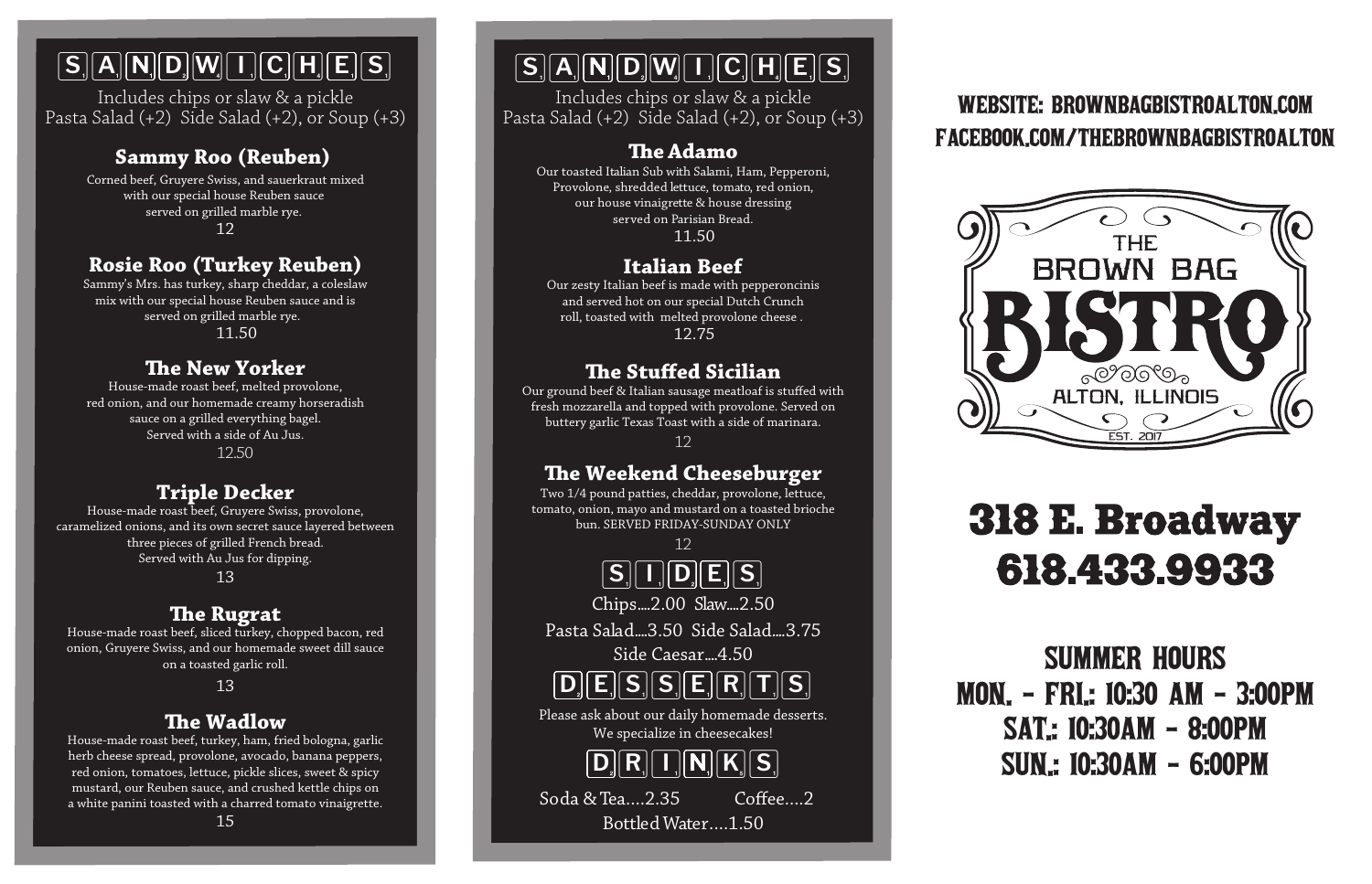# SANDWICHES

Includes chips or slaw & a pickle
Pasta Salad (+2) Side Salad (+2), or Soup (+3)

### Sammy Roo (Reuben)

Corned beef, Gruyere Swiss, and sauerkraut mixed with our special house Reuben sauce served on grilled marble rye.

12

### Rosie Roo (Turkey Reuben)

Sammy's Mrs. has turkey, sharp cheddar, a coleslaw mix with our special house Reuben sauce and is served on grilled marble rye.

11.50

### The New Yorker

House-made roast beef, melted provolone, red onion, and our homemade creamy horseradish sauce on a grilled everything bagel. Served with a side of Au Jus.

12.50

### Triple Decker

House-made roast beef, Gruyere Swiss, provolone, caramelized onions, and its own secret sauce layered between three pieces of grilled French bread. Served with Au Jus for dipping.

13

### The Rugrat

House-made roast beef, sliced turkey, chopped bacon, red onion, Gruyere Swiss, and our homemade sweet dill sauce on a toasted garlic roll.

13

### The Wadlow

House-made roast beef, turkey, ham, fried bologna, garlic herb cheese spread, provolone, avocado, banana peppers, red onion, tomatoes, lettuce, pickle slices, sweet & spicy mustard, our Reuben sauce, and crushed kettle chips on a white panini toasted with a charred tomato vinaigrette.

15

# SANDWICHES

Includes chips or slaw & a pickle
Pasta Salad (+2) Side Salad (+2), or Soup (+3)

### The Adamo

Our toasted Italian Sub with Salami, Ham, Pepperoni, Provolone, shredded lettuce, tomato, red onion, our house vinaigrette & house dressing served on Parisian Bread.

11.50

### Italian Beef

Our zesty Italian beef is made with pepperoncinis and served hot on our special Dutch Crunch roll, toasted with melted provolone cheese .

12.75

### The Stuffed Sicilian

Our ground beef & Italian sausage meatloaf is stuffed with fresh mozzarella and topped with provolone. Served on buttery garlic Texas Toast with a side of marinara.

12

### The Weekend Cheeseburger

Two 1/4 pound patties, cheddar, provolone, lettuce, tomato, onion, mayo and mustard on a toasted brioche bun. SERVED FRIDAY-SUNDAY ONLY

12

# SIDES

Chips....2.00 Slaw....2.50

Pasta Salad....3.50 Side Salad....3.75

Side Caesar....4.50

# DESSERTS

Please ask about our daily homemade desserts.
We specialize in cheesecakes!

# DRINKS

Soda & Tea....2.35 Coffee....2

Bottled Water....1.50

WEBSITE: BROWNBAGBISTROALTON.COM
FACEBOOK.COM/THEBROWNBAGBISTROALTON

THE BROWN BAG BISTRO
ALTON, ILLINOIS
EST. 2017

## 318 E. Broadway
## 618.433.9933

SUMMER HOURS
MON. - FRI.: 10:30 AM - 3:00PM
SAT.: 10:30AM - 8:00PM
SUN.: 10:30AM - 6:00PM